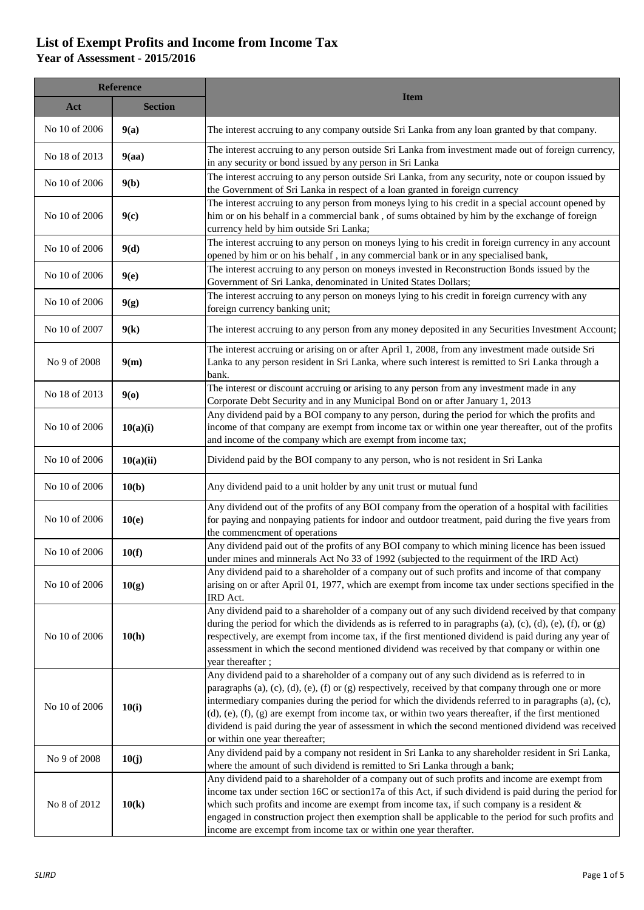# List of Exempt Profits and Income from Income Tax

## Year of Assessment - 2015/2016

| Reference | | Item |
|---|---|---|
| **Act** | **Section** | |
| No 10 of 2006 | **9(a)** | The interest accruing to any company outside Sri Lanka from any loan granted by that company. |
| No 18 of 2013 | **9(aa)** | The interest accruing to any person outside Sri Lanka from investment made out of foreign currency, in any security or bond issued by any person in Sri Lanka |
| No 10 of 2006 | **9(b)** | The interest accruing to any person outside Sri Lanka, from any security, note or coupon issued by the Government of Sri Lanka in respect of a loan granted in foreign currency |
| No 10 of 2006 | **9(c)** | The interest accruing to any person from moneys lying to his credit in a special account opened by him or on his behalf in a commercial bank , of sums obtained by him by the exchange of foreign currency held by him outside Sri Lanka; |
| No 10 of 2006 | **9(d)** | The interest accruing to any person on moneys lying to his credit in foreign currency in any account opened by him or on his behalf , in any commercial bank or in any specialised bank, |
| No 10 of 2006 | **9(e)** | The interest accruing to any person on moneys invested in Reconstruction Bonds issued by the Government of Sri Lanka, denominated in United States Dollars; |
| No 10 of 2006 | **9(g)** | The interest accruing to any person on moneys lying to his credit in foreign currency with any foreign currency banking unit; |
| No 10 of 2007 | **9(k)** | The interest accruing to any person from any money deposited in any Securities Investment Account; |
| No 9 of 2008 | **9(m)** | The interest accruing or arising on or after April 1, 2008, from any investment made outside Sri Lanka to any person resident in Sri Lanka, where such interest is remitted to Sri Lanka through a bank. |
| No 18 of 2013 | **9(o)** | The interest or discount accruing or arising to any person from any investment made in any Corporate Debt Security and in any Municipal Bond on or after January 1, 2013 |
| No 10 of 2006 | **10(a)(i)** | Any dividend paid by a BOI company to any person, during the period for which the profits and income of that company are exempt from income tax or within one year thereafter, out of the profits and income of the company which are exempt from income tax; |
| No 10 of 2006 | **10(a)(ii)** | Dividend paid by the BOI company to any person, who is not resident in Sri Lanka |
| No 10 of 2006 | **10(b)** | Any dividend paid to a unit holder by any unit trust or mutual fund |
| No 10 of 2006 | **10(e)** | Any dividend out of the profits of any BOI company from the operation of a hospital with facilities for paying and nonpaying patients for indoor and outdoor treatment, paid during the five years from the commencment of operations |
| No 10 of 2006 | **10(f)** | Any dividend paid out of the profits of any BOI company to which mining licence has been issued under mines and minnerals Act No 33 of 1992 (subjected to the requirment of the IRD Act) |
| No 10 of 2006 | **10(g)** | Any dividend paid to a shareholder of a company out of such profits and income of that company arising on or after April 01, 1977, which are exempt from income tax under sections specified in the IRD Act. |
| No 10 of 2006 | **10(h)** | Any dividend paid to a shareholder of a company out of any such dividend received by that company during the period for which the dividends as is referred to in paragraphs (a), (c), (d), (e), (f), or (g) respectively, are exempt from income tax, if the first mentioned dividend is paid during any year of assessment in which the second mentioned dividend was received by that company or within one year thereafter ; |
| No 10 of 2006 | **10(i)** | Any dividend paid to a shareholder of a company out of any such dividend as is referred to in paragraphs (a), (c), (d), (e), (f) or (g) respectively, received by that company through one or more intermediary companies during the period for which the dividends referred to in paragraphs (a), (c), (d), (e), (f), (g) are exempt from income tax, or within two years thereafter, if the first mentioned dividend is paid during the year of assessment in which the second mentioned dividend was received or within one year thereafter; |
| No 9 of 2008 | **10(j)** | Any dividend paid by a company not resident in Sri Lanka to any shareholder resident in Sri Lanka, where the amount of such dividend is remitted to Sri Lanka through a bank; |
| No 8 of 2012 | **10(k)** | Any dividend paid to a shareholder of a company out of such profits and income are exempt from income tax under section 16C or section17a of this Act, if such dividend is paid during the period for which such profits and income are exempt from income tax, if such company is a resident & engaged in construction project then exemption shall be applicable to the period for such profits and income are excempt from income tax or within one year therafter. |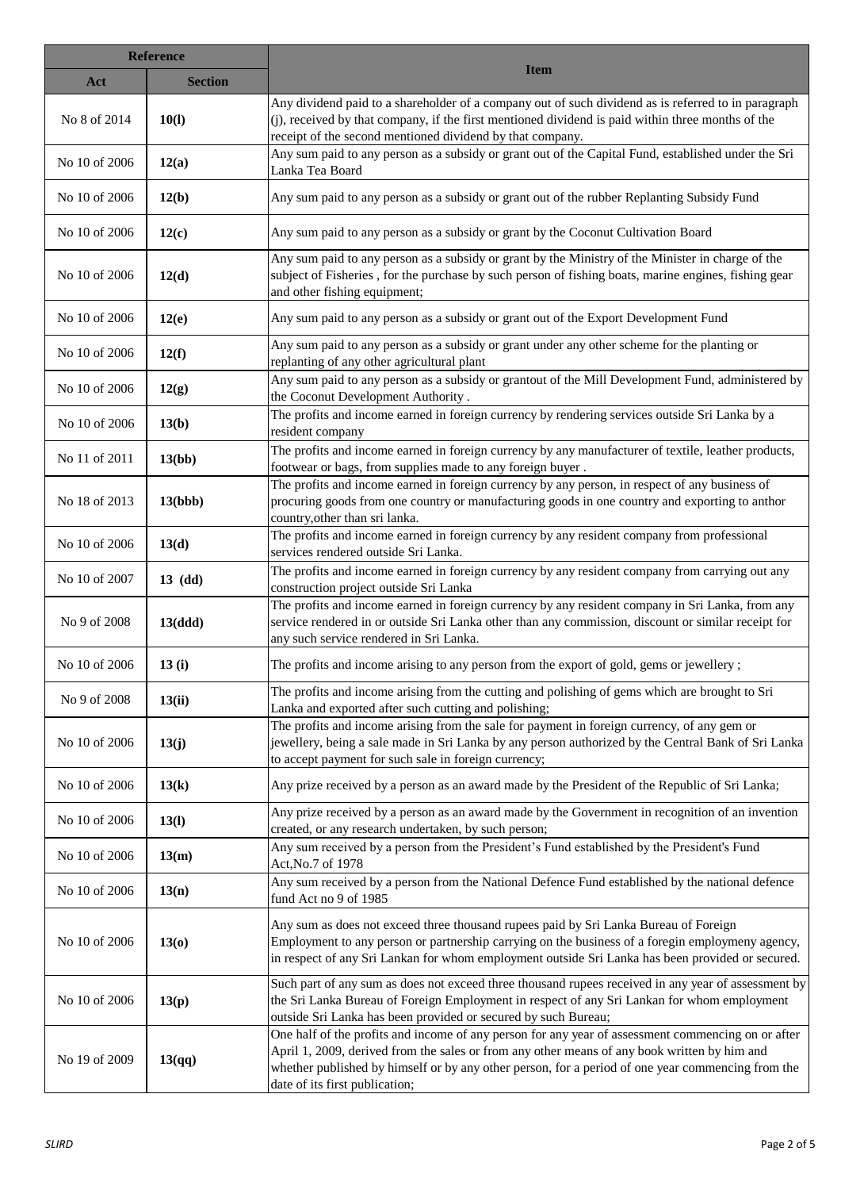| Reference | | Item |
|---|---|---|
| Act | Section | |
| No 8 of 2014 | **10(l)** | Any dividend paid to a shareholder of a company out of such dividend as is referred to in paragraph (j), received by that company, if the first mentioned dividend is paid within three months of the receipt of the second mentioned dividend by that company. |
| No 10 of 2006 | **12(a)** | Any sum paid to any person as a subsidy or grant out of the Capital Fund, established under the Sri Lanka Tea Board |
| No 10 of 2006 | **12(b)** | Any sum paid to any person as a subsidy or grant out of the rubber Replanting Subsidy Fund |
| No 10 of 2006 | **12(c)** | Any sum paid to any person as a subsidy or grant by the Coconut Cultivation Board |
| No 10 of 2006 | **12(d)** | Any sum paid to any person as a subsidy or grant by the Ministry of the Minister in charge of the subject of Fisheries , for the purchase by such person of fishing boats, marine engines, fishing gear and other fishing equipment; |
| No 10 of 2006 | **12(e)** | Any sum paid to any person as a subsidy or grant out of the Export Development Fund |
| No 10 of 2006 | **12(f)** | Any sum paid to any person as a subsidy or grant under any other scheme for the planting or replanting of any other agricultural plant |
| No 10 of 2006 | **12(g)** | Any sum paid to any person as a subsidy or grantout of the Mill Development Fund, administered by the Coconut Development Authority . |
| No 10 of 2006 | **13(b)** | The profits and income earned in foreign currency by rendering services outside Sri Lanka by a resident company |
| No 11 of 2011 | **13(bb)** | The profits and income earned in foreign currency by any manufacturer of textile, leather products, footwear or bags, from supplies made to any foreign buyer . |
| No 18 of 2013 | **13(bbb)** | The profits and income earned in foreign currency by any person, in respect of any business of procuring goods from one country or manufacturing goods in one country and exporting to anthor country,other than sri lanka. |
| No 10 of 2006 | **13(d)** | The profits and income earned in foreign currency by any resident company from professional services rendered outside Sri Lanka. |
| No 10 of 2007 | **13 (dd)** | The profits and income earned in foreign currency by any resident company from carrying out any construction project outside Sri Lanka |
| No 9 of 2008 | **13(ddd)** | The profits and income earned in foreign currency by any resident company in Sri Lanka, from any service rendered in or outside Sri Lanka other than any commission, discount or similar receipt for any such service rendered in Sri Lanka. |
| No 10 of 2006 | **13 (i)** | The profits and income arising to any person from the export of gold, gems or jewellery ; |
| No 9 of 2008 | **13(ii)** | The profits and income arising from the cutting and polishing of gems which are brought to Sri Lanka and exported after such cutting and polishing; |
| No 10 of 2006 | **13(j)** | The profits and income arising from the sale for payment in foreign currency, of any gem or jewellery, being a sale made in Sri Lanka by any person authorized by the Central Bank of Sri Lanka to accept payment for such sale in foreign currency; |
| No 10 of 2006 | **13(k)** | Any prize received by a person as an award made by the President of the Republic of Sri Lanka; |
| No 10 of 2006 | **13(l)** | Any prize received by a person as an award made by the Government in recognition of an invention created, or any research undertaken, by such person; |
| No 10 of 2006 | **13(m)** | Any sum received by a person from the President's Fund established by the President's Fund Act,No.7 of 1978 |
| No 10 of 2006 | **13(n)** | Any sum received by a person from the National Defence Fund established by the national defence fund Act no 9 of 1985 |
| No 10 of 2006 | **13(o)** | Any sum as does not exceed three thousand rupees paid by Sri Lanka Bureau of Foreign Employment to any person or partnership carrying on the business of a foregin employmeny agency, in respect of any Sri Lankan for whom employment outside Sri Lanka has been provided or secured. |
| No 10 of 2006 | **13(p)** | Such part of any sum as does not exceed three thousand rupees received in any year of assessment by the Sri Lanka Bureau of Foreign Employment in respect of any Sri Lankan for whom employment outside Sri Lanka has been provided or secured by such Bureau; |
| No 19 of 2009 | **13(qq)** | One half of the profits and income of any person for any year of assessment commencing on or after April 1, 2009, derived from the sales or from any other means of any book written by him and whether published by himself or by any other person, for a period of one year commencing from the date of its first publication; |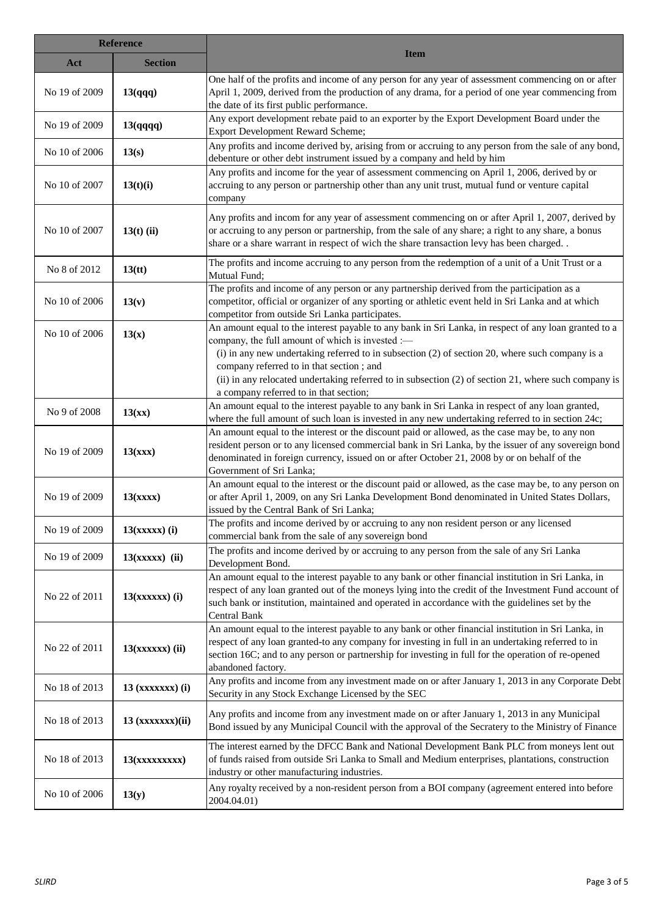| Reference | | Item |
|---|---|---|
| Act | Section | |
| No 19 of 2009 | **13(qqq)** | One half of the profits and income of any person for any year of assessment commencing on or after April 1, 2009, derived from the production of any drama, for a period of one year commencing from the date of its first public performance. |
| No 19 of 2009 | **13(qqqq)** | Any export development rebate paid to an exporter by the Export Development Board under the Export Development Reward Scheme; |
| No 10 of 2006 | **13(s)** | Any profits and income derived by, arising from or accruing to any person from the sale of any bond, debenture or other debt instrument issued by a company and held by him |
| No 10 of 2007 | **13(t)(i)** | Any profits and income for the year of assessment commencing on April 1, 2006, derived by or accruing to any person or partnership other than any unit trust, mutual fund or venture capital company |
| No 10 of 2007 | **13(t) (ii)** | Any profits and incom for any year of assessment commencing on or after April 1, 2007, derived by or accruing to any person or partnership, from the sale of any share; a right to any share, a bonus share or a share warrant in respect of wich the share transaction levy has been charged. . |
| No 8 of 2012 | **13(tt)** | The profits and income accruing to any person from the redemption of a unit of a Unit Trust or a Mutual Fund; |
| No 10 of 2006 | **13(v)** | The profits and income of any person or any partnership derived from the participation as a competitor, official or organizer of any sporting or athletic event held in Sri Lanka and at which competitor from outside Sri Lanka participates. |
| No 10 of 2006 | **13(x)** | An amount equal to the interest payable to any bank in Sri Lanka, in respect of any loan granted to a company, the full amount of which is invested :— (i) in any new undertaking referred to in subsection (2) of section 20, where such company is a company referred to in that section ; and (ii) in any relocated undertaking referred to in subsection (2) of section 21, where such company is a company referred to in that section; |
| No 9 of 2008 | **13(xx)** | An amount equal to the interest payable to any bank in Sri Lanka in respect of any loan granted, where the full amount of such loan is invested in any new undertaking referred to in section 24c; |
| No 19 of 2009 | **13(xxx)** | An amount equal to the interest or the discount paid or allowed, as the case may be, to any non resident person or to any licensed commercial bank in Sri Lanka, by the issuer of any sovereign bond denominated in foreign currency, issued on or after October 21, 2008 by or on behalf of the Government of Sri Lanka; |
| No 19 of 2009 | **13(xxxx)** | An amount equal to the interest or the discount paid or allowed, as the case may be, to any person on or after April 1, 2009, on any Sri Lanka Development Bond denominated in United States Dollars, issued by the Central Bank of Sri Lanka; |
| No 19 of 2009 | **13(xxxxx) (i)** | The profits and income derived by or accruing to any non resident person or any licensed commercial bank from the sale of any sovereign bond |
| No 19 of 2009 | **13(xxxxx) (ii)** | The profits and income derived by or accruing to any person from the sale of any Sri Lanka Development Bond. |
| No 22 of 2011 | **13(xxxxxx) (i)** | An amount equal to the interest payable to any bank or other financial institution in Sri Lanka, in respect of any loan granted out of the moneys lying into the credit of the Investment Fund account of such bank or institution, maintained and operated in accordance with the guidelines set by the Central Bank |
| No 22 of 2011 | **13(xxxxxx) (ii)** | An amount equal to the interest payable to any bank or other financial institution in Sri Lanka, in respect of any loan granted-to any company for investing in full in an undertaking referred to in section 16C; and to any person or partnership for investing in full for the operation of re-opened abandoned factory. |
| No 18 of 2013 | **13 (xxxxxxx) (i)** | Any profits and income from any investment made on or after January 1, 2013 in any Corporate Debt Security in any Stock Exchange Licensed by the SEC |
| No 18 of 2013 | **13 (xxxxxxx)(ii)** | Any profits and income from any investment made on or after January 1, 2013 in any Municipal Bond issued by any Municipal Council with the approval of the Secratery to the Ministry of Finance |
| No 18 of 2013 | **13(xxxxxxxxx)** | The interest earned by the DFCC Bank and National Development Bank PLC from moneys lent out of funds raised from outside Sri Lanka to Small and Medium enterprises, plantations, construction industry or other manufacturing industries. |
| No 10 of 2006 | **13(y)** | Any royalty received by a non-resident person from a BOI company (agreement entered into before 2004.04.01) |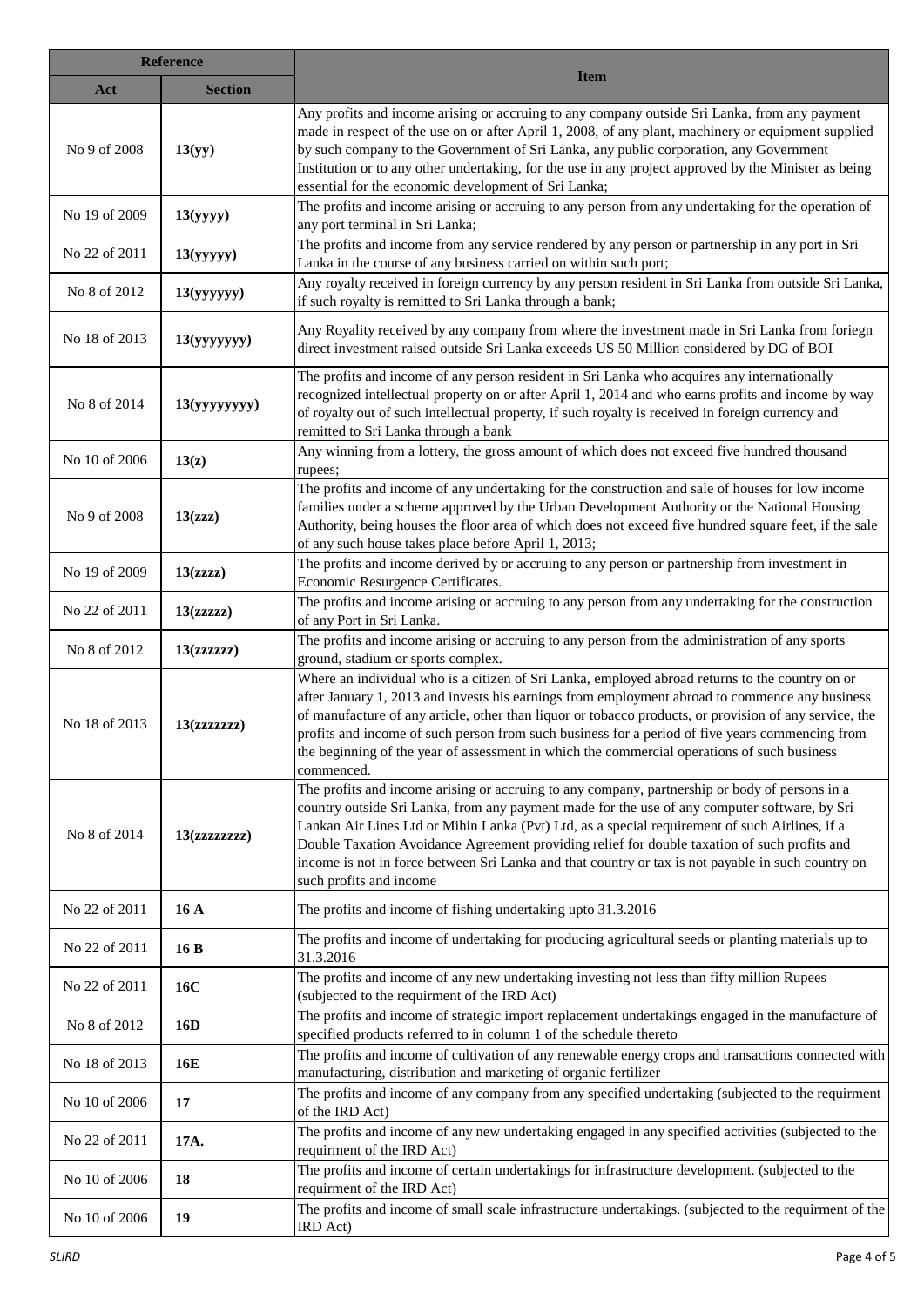| Reference | | Item |
|---|---|---|
| Act | Section | |
| No 9 of 2008 | **13(yy)** | Any profits and income arising or accruing to any company outside Sri Lanka, from any payment made in respect of the use on or after April 1, 2008, of any plant, machinery or equipment supplied by such company to the Government of Sri Lanka, any public corporation, any Government Institution or to any other undertaking, for the use in any project approved by the Minister as being essential for the economic development of Sri Lanka; |
| No 19 of 2009 | **13(yyyy)** | The profits and income arising or accruing to any person from any undertaking for the operation of any port terminal in Sri Lanka; |
| No 22 of 2011 | **13(yyyyy)** | The profits and income from any service rendered by any person or partnership in any port in Sri Lanka in the course of any business carried on within such port; |
| No 8 of 2012 | **13(yyyyyy)** | Any royalty received in foreign currency by any person resident in Sri Lanka from outside Sri Lanka, if such royalty is remitted to Sri Lanka through a bank; |
| No 18 of 2013 | **13(yyyyyyy)** | Any Royality received by any company from where the investment made in Sri Lanka from foriegn direct investment raised outside Sri Lanka exceeds US 50 Million considered by DG of BOI |
| No 8 of 2014 | **13(yyyyyyyy)** | The profits and income of any person resident in Sri Lanka who acquires any internationally recognized intellectual property on or after April 1, 2014 and who earns profits and income by way of royalty out of such intellectual property, if such royalty is received in foreign currency and remitted to Sri Lanka through a bank |
| No 10 of 2006 | **13(z)** | Any winning from a lottery, the gross amount of which does not exceed five hundred thousand rupees; |
| No 9 of 2008 | **13(zzz)** | The profits and income of any undertaking for the construction and sale of houses for low income families under a scheme approved by the Urban Development Authority or the National Housing Authority, being houses the floor area of which does not exceed five hundred square feet, if the sale of any such house takes place before April 1, 2013; |
| No 19 of 2009 | **13(zzzz)** | The profits and income derived by or accruing to any person or partnership from investment in Economic Resurgence Certificates. |
| No 22 of 2011 | **13(zzzzz)** | The profits and income arising or accruing to any person from any undertaking for the construction of any Port in Sri Lanka. |
| No 8 of 2012 | **13(zzzzzz)** | The profits and income arising or accruing to any person from the administration of any sports ground, stadium or sports complex. |
| No 18 of 2013 | **13(zzzzzzz)** | Where an individual who is a citizen of Sri Lanka, employed abroad returns to the country on or after January 1, 2013 and invests his earnings from employment abroad to commence any business of manufacture of any article, other than liquor or tobacco products, or provision of any service, the profits and income of such person from such business for a period of five years commencing from the beginning of the year of assessment in which the commercial operations of such business commenced. |
| No 8 of 2014 | **13(zzzzzzzz)** | The profits and income arising or accruing to any company, partnership or body of persons in a country outside Sri Lanka, from any payment made for the use of any computer software, by Sri Lankan Air Lines Ltd or Mihin Lanka (Pvt) Ltd, as a special requirement of such Airlines, if a Double Taxation Avoidance Agreement providing relief for double taxation of such profits and income is not in force between Sri Lanka and that country or tax is not payable in such country on such profits and income |
| No 22 of 2011 | **16 A** | The profits and income of fishing undertaking upto 31.3.2016 |
| No 22 of 2011 | **16 B** | The profits and income of undertaking for producing agricultural seeds or planting materials up to 31.3.2016 |
| No 22 of 2011 | **16C** | The profits and income of any new undertaking investing not less than fifty million Rupees (subjected to the requirment of the IRD Act) |
| No 8 of 2012 | **16D** | The profits and income of strategic import replacement undertakings engaged in the manufacture of specified products referred to in column 1 of the schedule thereto |
| No 18 of 2013 | **16E** | The profits and income of cultivation of any renewable energy crops and transactions connected with manufacturing, distribution and marketing of organic fertilizer |
| No 10 of 2006 | **17** | The profits and income of any company from any specified undertaking (subjected to the requirment of the IRD Act) |
| No 22 of 2011 | **17A.** | The profits and income of any new undertaking engaged in any specified activities (subjected to the requirment of the IRD Act) |
| No 10 of 2006 | **18** | The profits and income of certain undertakings for infrastructure development. (subjected to the requirment of the IRD Act) |
| No 10 of 2006 | **19** | The profits and income of small scale infrastructure undertakings. (subjected to the requirment of the IRD Act) |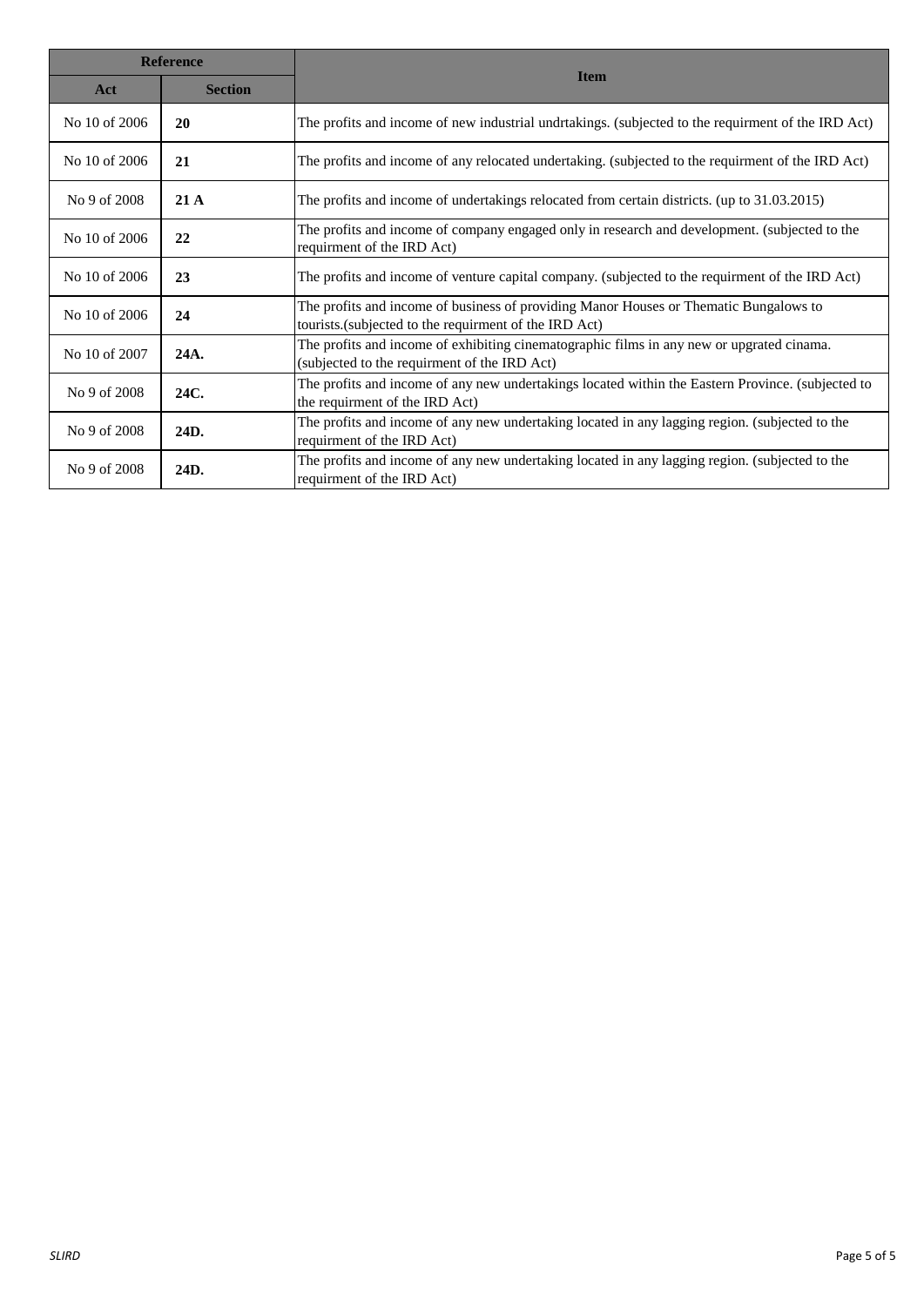| Reference | | Item |
|---|---|---|
| Act | Section | |
| No 10 of 2006 | **20** | The profits and income of new industrial undrtakings. (subjected to the requirment of the IRD Act) |
| No 10 of 2006 | **21** | The profits and income of any relocated undertaking. (subjected to the requirment of the IRD Act) |
| No 9 of 2008 | **21 A** | The profits and income of undertakings relocated from certain districts. (up to 31.03.2015) |
| No 10 of 2006 | **22** | The profits and income of company engaged only in research and development. (subjected to the requirment of the IRD Act) |
| No 10 of 2006 | **23** | The profits and income of venture capital company. (subjected to the requirment of the IRD Act) |
| No 10 of 2006 | **24** | The profits and income of business of providing Manor Houses or Thematic Bungalows to tourists.(subjected to the requirment of the IRD Act) |
| No 10 of 2007 | **24A.** | The profits and income of exhibiting cinematographic films in any new or upgrated cinama. (subjected to the requirment of the IRD Act) |
| No 9 of 2008 | **24C.** | The profits and income of any new undertakings located within the Eastern Province. (subjected to the requirment of the IRD Act) |
| No 9 of 2008 | **24D.** | The profits and income of any new undertaking located in any lagging region. (subjected to the requirment of the IRD Act) |
| No 9 of 2008 | **24D.** | The profits and income of any new undertaking located in any lagging region. (subjected to the requirment of the IRD Act) |